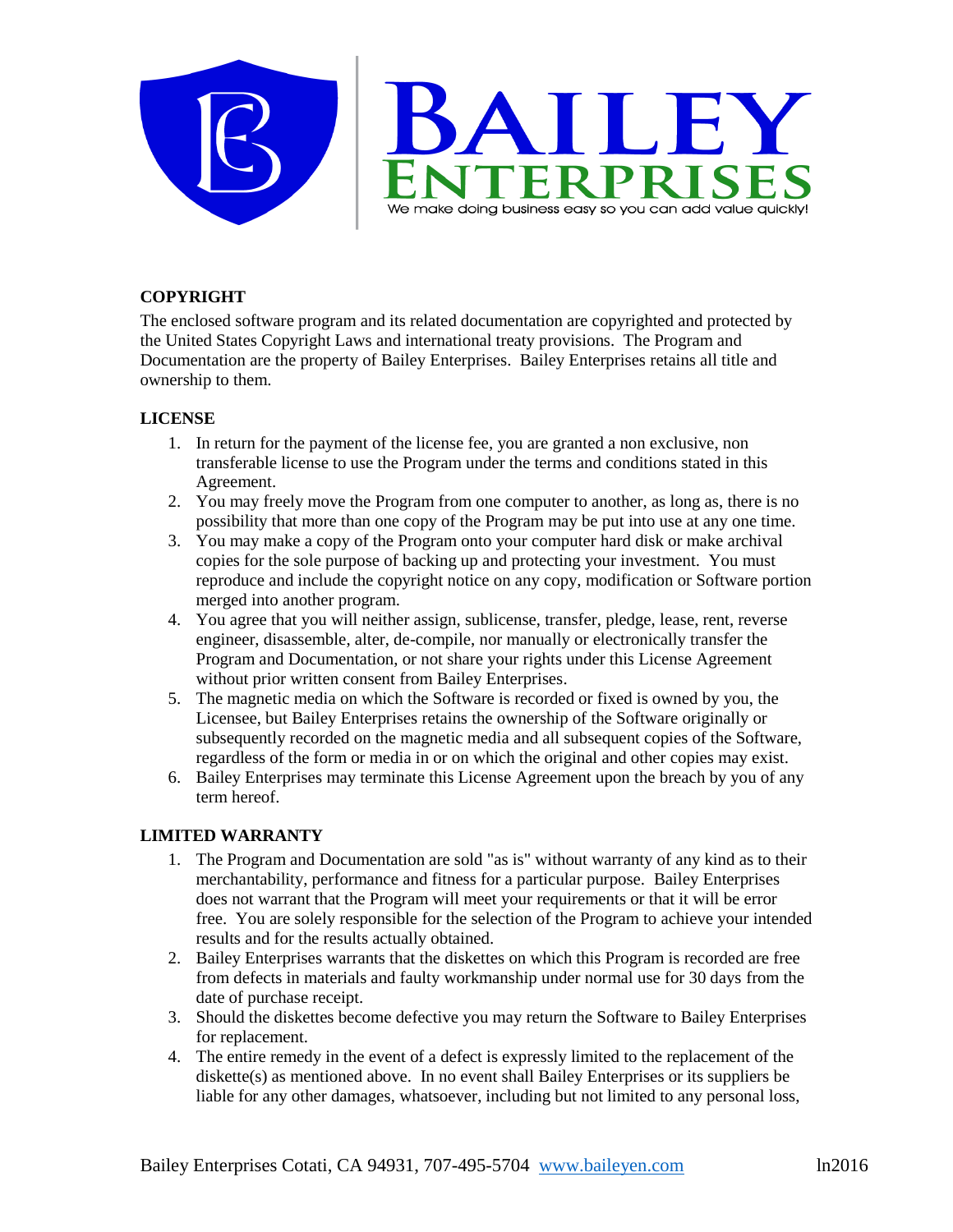# BAILEY ENTERPRISES

We make doing business easy so you can add value quickly!

**COPYRIGHT**

The enclosed software program and its related documentation are copyrighted and protected by the United States Copyright Laws and international treaty provisions. The Program and Documentation are the property of Bailey Enterprises. Bailey Enterprises retains all title and ownership to them.

**LICENSE**

1. In return for the payment of the license fee, you are granted a non exclusive, non transferable license to use the Program under the terms and conditions stated in this Agreement.
2. You may freely move the Program from one computer to another, as long as, there is no possibility that more than one copy of the Program may be put into use at any one time.
3. You may make a copy of the Program onto your computer hard disk or make archival copies for the sole purpose of backing up and protecting your investment. You must reproduce and include the copyright notice on any copy, modification or Software portion merged into another program.
4. You agree that you will neither assign, sublicense, transfer, pledge, lease, rent, reverse engineer, disassemble, alter, de-compile, nor manually or electronically transfer the Program and Documentation, or not share your rights under this License Agreement without prior written consent from Bailey Enterprises.
5. The magnetic media on which the Software is recorded or fixed is owned by you, the Licensee, but Bailey Enterprises retains the ownership of the Software originally or subsequently recorded on the magnetic media and all subsequent copies of the Software, regardless of the form or media in or on which the original and other copies may exist.
6. Bailey Enterprises may terminate this License Agreement upon the breach by you of any term hereof.

**LIMITED WARRANTY**

1. The Program and Documentation are sold "as is" without warranty of any kind as to their merchantability, performance and fitness for a particular purpose. Bailey Enterprises does not warrant that the Program will meet your requirements or that it will be error free. You are solely responsible for the selection of the Program to achieve your intended results and for the results actually obtained.
2. Bailey Enterprises warrants that the diskettes on which this Program is recorded are free from defects in materials and faulty workmanship under normal use for 30 days from the date of purchase receipt.
3. Should the diskettes become defective you may return the Software to Bailey Enterprises for replacement.
4. The entire remedy in the event of a defect is expressly limited to the replacement of the diskette(s) as mentioned above. In no event shall Bailey Enterprises or its suppliers be liable for any other damages, whatsoever, including but not limited to any personal loss,

Bailey Enterprises Cotati, CA 94931, 707-495-5704 www.baileyen.com ln2016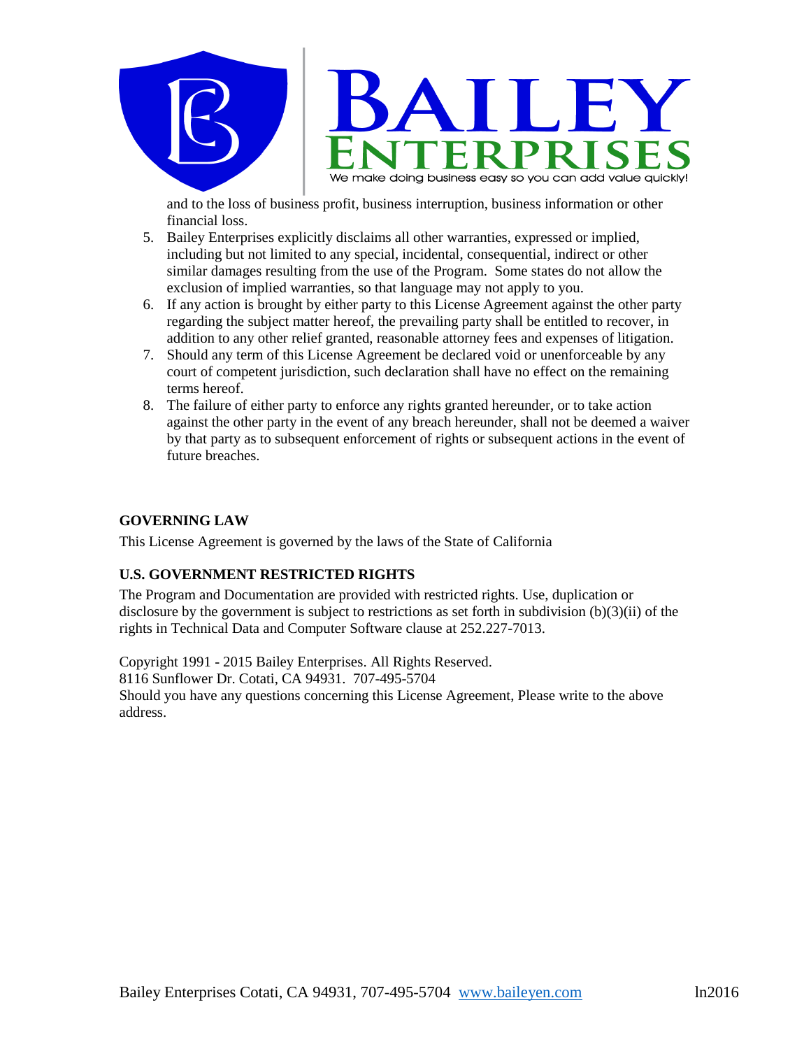and to the loss of business profit, business interruption, business information or other financial loss.

5. Bailey Enterprises explicitly disclaims all other warranties, expressed or implied, including but not limited to any special, incidental, consequential, indirect or other similar damages resulting from the use of the Program. Some states do not allow the exclusion of implied warranties, so that language may not apply to you.
6. If any action is brought by either party to this License Agreement against the other party regarding the subject matter hereof, the prevailing party shall be entitled to recover, in addition to any other relief granted, reasonable attorney fees and expenses of litigation.
7. Should any term of this License Agreement be declared void or unenforceable by any court of competent jurisdiction, such declaration shall have no effect on the remaining terms hereof.
8. The failure of either party to enforce any rights granted hereunder, or to take action against the other party in the event of any breach hereunder, shall not be deemed a waiver by that party as to subsequent enforcement of rights or subsequent actions in the event of future breaches.

**GOVERNING LAW**

This License Agreement is governed by the laws of the State of California

**U.S. GOVERNMENT RESTRICTED RIGHTS**

The Program and Documentation are provided with restricted rights. Use, duplication or disclosure by the government is subject to restrictions as set forth in subdivision (b)(3)(ii) of the rights in Technical Data and Computer Software clause at 252.227-7013.

Copyright 1991 - 2015 Bailey Enterprises. All Rights Reserved.
8116 Sunflower Dr. Cotati, CA 94931. 707-495-5704
Should you have any questions concerning this License Agreement, Please write to the above address.